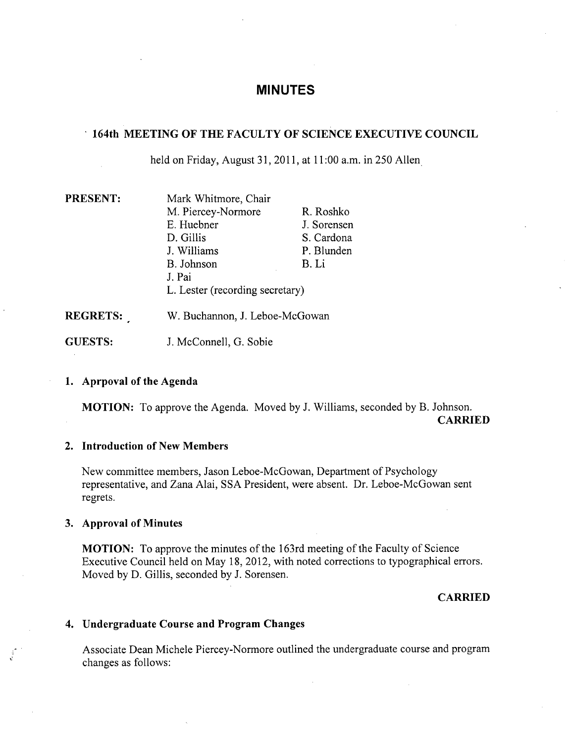# MINUTES

## 164th MEETING OF THE FACULTY OF SCIENCE EXECUTIVE COUNCIL

held on Friday, August 31, 2011, at 11:00 a.m. in 250 Allen

**PRESENT:**

Mark Whitmore, Chair
M. Piercey-Normore
E. Huebner
D. Gillis
J. Williams
B. Johnson
J. Pai
R. Roshko
J. Sorensen
S. Cardona
P. Blunden
B. Li
L. Lester (recording secretary)

**REGRETS:** W. Buchannon, J. Leboe-McGowan

**GUESTS:** J. McConnell, G. Sobie

### 1. Aprpoval of the Agenda

**MOTION:** To approve the Agenda. Moved by J. Williams, seconded by B. Johnson.

**CARRIED**

### 2. Introduction of New Members

New committee members, Jason Leboe-McGowan, Department of Psychology representative, and Zana Alai, SSA President, were absent. Dr. Leboe-McGowan sent regrets.

### 3. Approval of Minutes

**MOTION:** To approve the minutes of the 163rd meeting of the Faculty of Science Executive Council held on May 18, 2012, with noted corrections to typographical errors. Moved by D. Gillis, seconded by J. Sorensen.

**CARRIED**

### 4. Undergraduate Course and Program Changes

Associate Dean Michele Piercey-Normore outlined the undergraduate course and program changes as follows: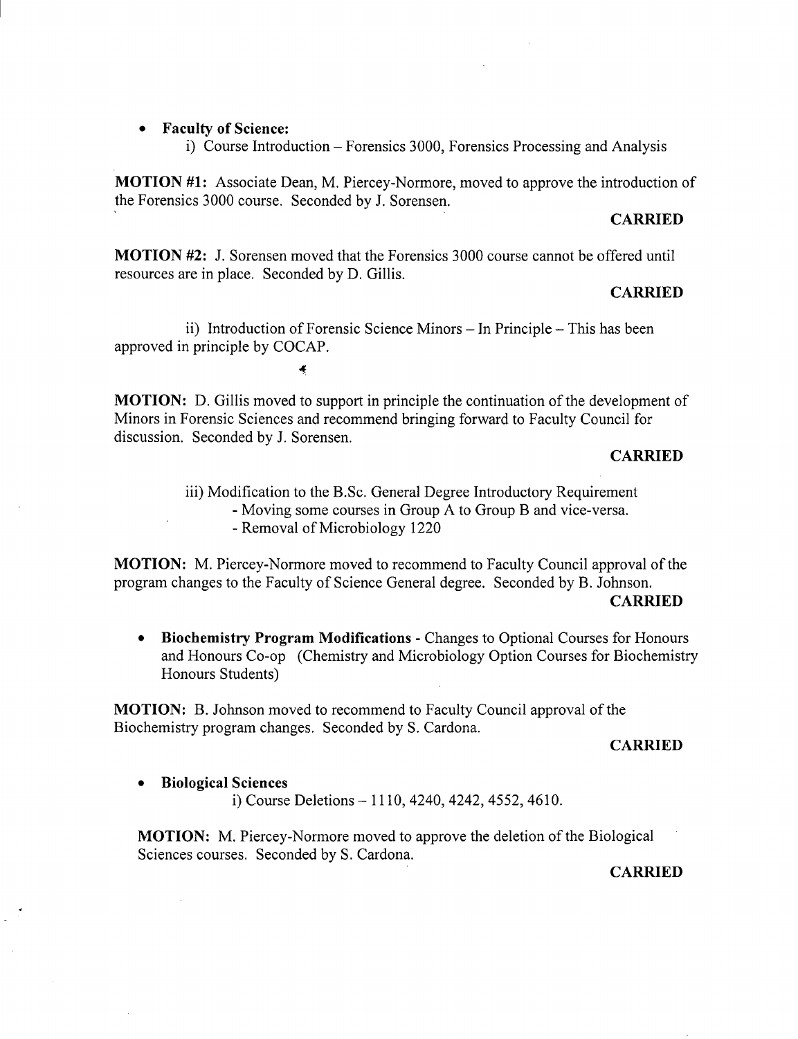- **Faculty of Science:**
  - i) Course Introduction – Forensics 3000, Forensics Processing and Analysis

**MOTION #1:** Associate Dean, M. Piercey-Normore, moved to approve the introduction of the Forensics 3000 course. Seconded by J. Sorensen.

**CARRIED**

**MOTION #2:** J. Sorensen moved that the Forensics 3000 course cannot be offered until resources are in place. Seconded by D. Gillis.

**CARRIED**

ii) Introduction of Forensic Science Minors – In Principle – This has been approved in principle by COCAP.

**MOTION:** D. Gillis moved to support in principle the continuation of the development of Minors in Forensic Sciences and recommend bringing forward to Faculty Council for discussion. Seconded by J. Sorensen.

**CARRIED**

iii) Modification to the B.Sc. General Degree Introductory Requirement
- Moving some courses in Group A to Group B and vice-versa.
- Removal of Microbiology 1220

**MOTION:** M. Piercey-Normore moved to recommend to Faculty Council approval of the program changes to the Faculty of Science General degree. Seconded by B. Johnson.

**CARRIED**

- **Biochemistry Program Modifications** - Changes to Optional Courses for Honours and Honours Co-op (Chemistry and Microbiology Option Courses for Biochemistry Honours Students)

**MOTION:** B. Johnson moved to recommend to Faculty Council approval of the Biochemistry program changes. Seconded by S. Cardona.

**CARRIED**

- **Biological Sciences**
  - i) Course Deletions – 1110, 4240, 4242, 4552, 4610.

**MOTION:** M. Piercey-Normore moved to approve the deletion of the Biological Sciences courses. Seconded by S. Cardona.

**CARRIED**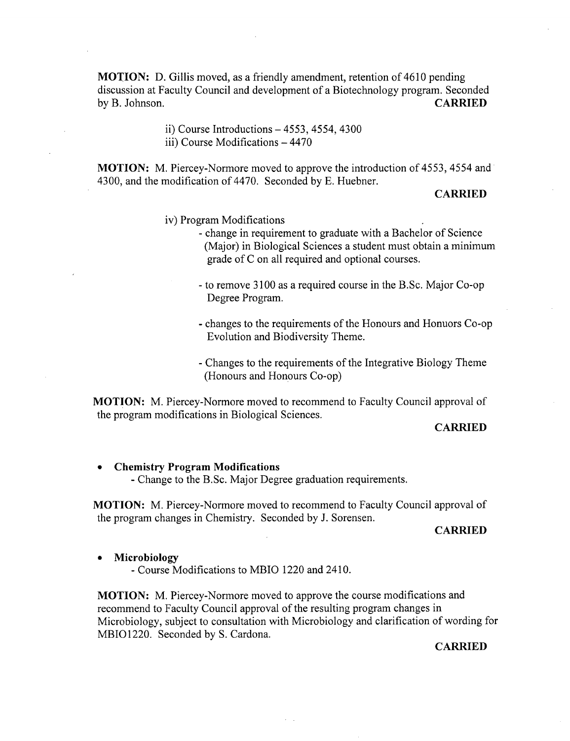**MOTION:** D. Gillis moved, as a friendly amendment, retention of 4610 pending discussion at Faculty Council and development of a Biotechnology program. Seconded by B. Johnson. **CARRIED**

ii) Course Introductions – 4553, 4554, 4300
iii) Course Modifications – 4470

**MOTION:** M. Piercey-Normore moved to approve the introduction of 4553, 4554 and 4300, and the modification of 4470. Seconded by E. Huebner.

**CARRIED**

iv) Program Modifications

- change in requirement to graduate with a Bachelor of Science (Major) in Biological Sciences a student must obtain a minimum grade of C on all required and optional courses.
- to remove 3100 as a required course in the B.Sc. Major Co-op Degree Program.
- changes to the requirements of the Honours and Honuors Co-op Evolution and Biodiversity Theme.
- Changes to the requirements of the Integrative Biology Theme (Honours and Honours Co-op)

**MOTION:** M. Piercey-Normore moved to recommend to Faculty Council approval of the program modifications in Biological Sciences.

**CARRIED**

- **Chemistry Program Modifications**
  - Change to the B.Sc. Major Degree graduation requirements.

**MOTION:** M. Piercey-Normore moved to recommend to Faculty Council approval of the program changes in Chemistry. Seconded by J. Sorensen.

**CARRIED**

- **Microbiology**
  - Course Modifications to MBIO 1220 and 2410.

**MOTION:** M. Piercey-Normore moved to approve the course modifications and recommend to Faculty Council approval of the resulting program changes in Microbiology, subject to consultation with Microbiology and clarification of wording for MBIO1220. Seconded by S. Cardona.

**CARRIED**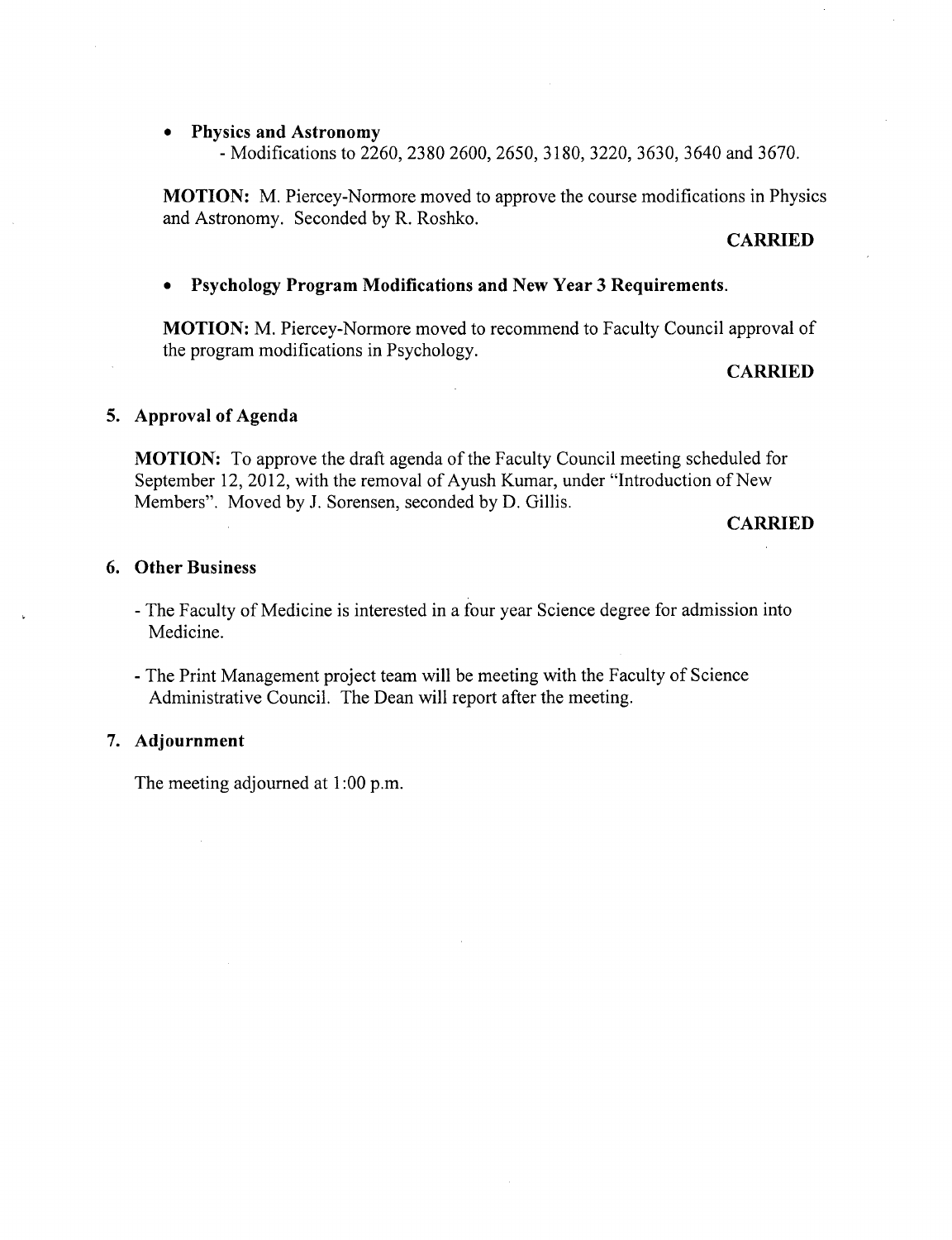- **Physics and Astronomy**
  - Modifications to 2260, 2380 2600, 2650, 3180, 3220, 3630, 3640 and 3670.

**MOTION:** M. Piercey-Normore moved to approve the course modifications in Physics and Astronomy. Seconded by R. Roshko.

**CARRIED**

- **Psychology Program Modifications and New Year 3 Requirements.**

**MOTION:** M. Piercey-Normore moved to recommend to Faculty Council approval of the program modifications in Psychology.

**CARRIED**

## 5. Approval of Agenda

**MOTION:** To approve the draft agenda of the Faculty Council meeting scheduled for September 12, 2012, with the removal of Ayush Kumar, under "Introduction of New Members". Moved by J. Sorensen, seconded by D. Gillis.

**CARRIED**

## 6. Other Business

- The Faculty of Medicine is interested in a four year Science degree for admission into Medicine.

- The Print Management project team will be meeting with the Faculty of Science Administrative Council. The Dean will report after the meeting.

## 7. Adjournment

The meeting adjourned at 1:00 p.m.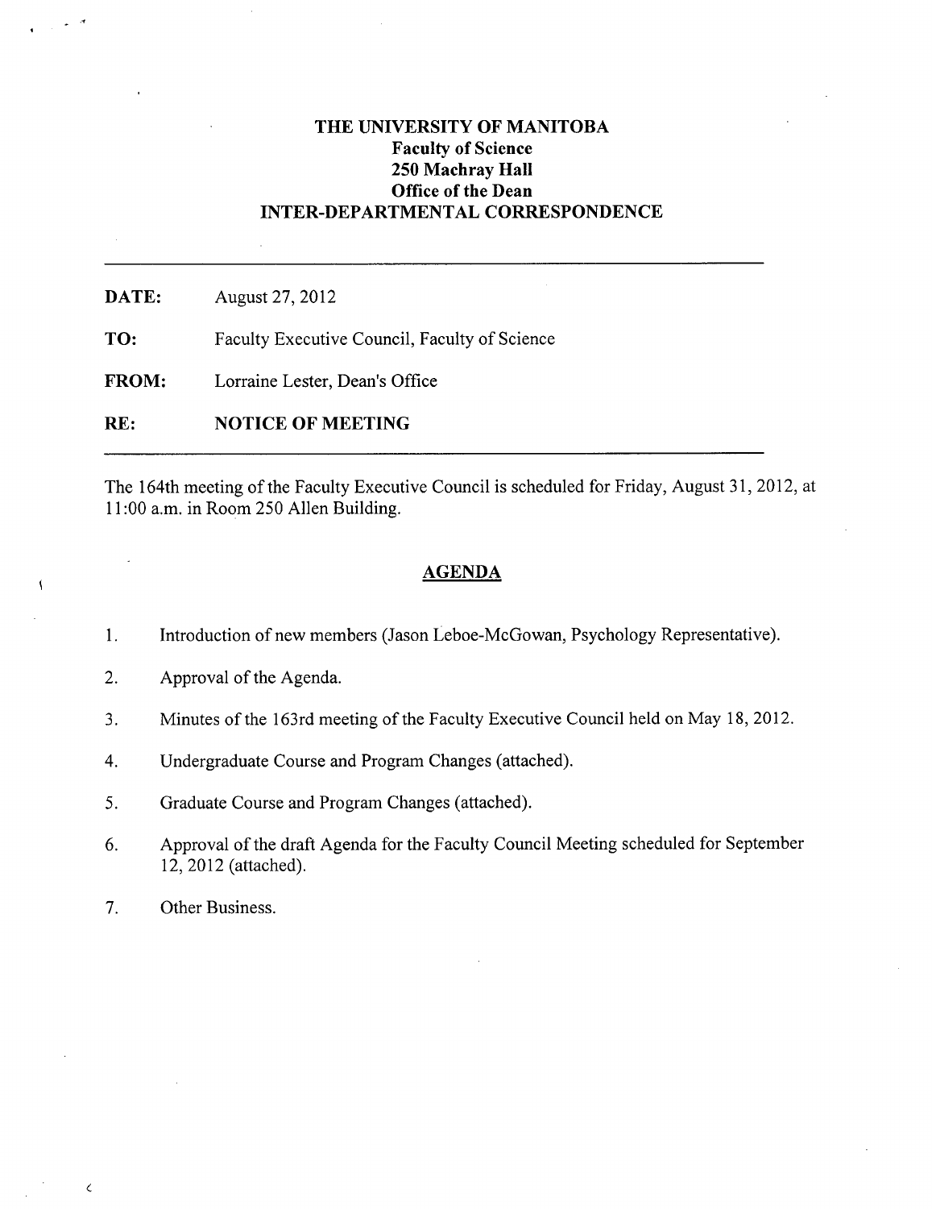**THE UNIVERSITY OF MANITOBA**
**Faculty of Science**
**250 Machray Hall**
**Office of the Dean**
**INTER-DEPARTMENTAL CORRESPONDENCE**

---

**DATE:** August 27, 2012

**TO:** Faculty Executive Council, Faculty of Science

**FROM:** Lorraine Lester, Dean's Office

**RE:** **NOTICE OF MEETING**

---

The 164th meeting of the Faculty Executive Council is scheduled for Friday, August 31, 2012, at 11:00 a.m. in Room 250 Allen Building.

## AGENDA

1. Introduction of new members (Jason Leboe-McGowan, Psychology Representative).
2. Approval of the Agenda.
3. Minutes of the 163rd meeting of the Faculty Executive Council held on May 18, 2012.
4. Undergraduate Course and Program Changes (attached).
5. Graduate Course and Program Changes (attached).
6. Approval of the draft Agenda for the Faculty Council Meeting scheduled for September 12, 2012 (attached).
7. Other Business.